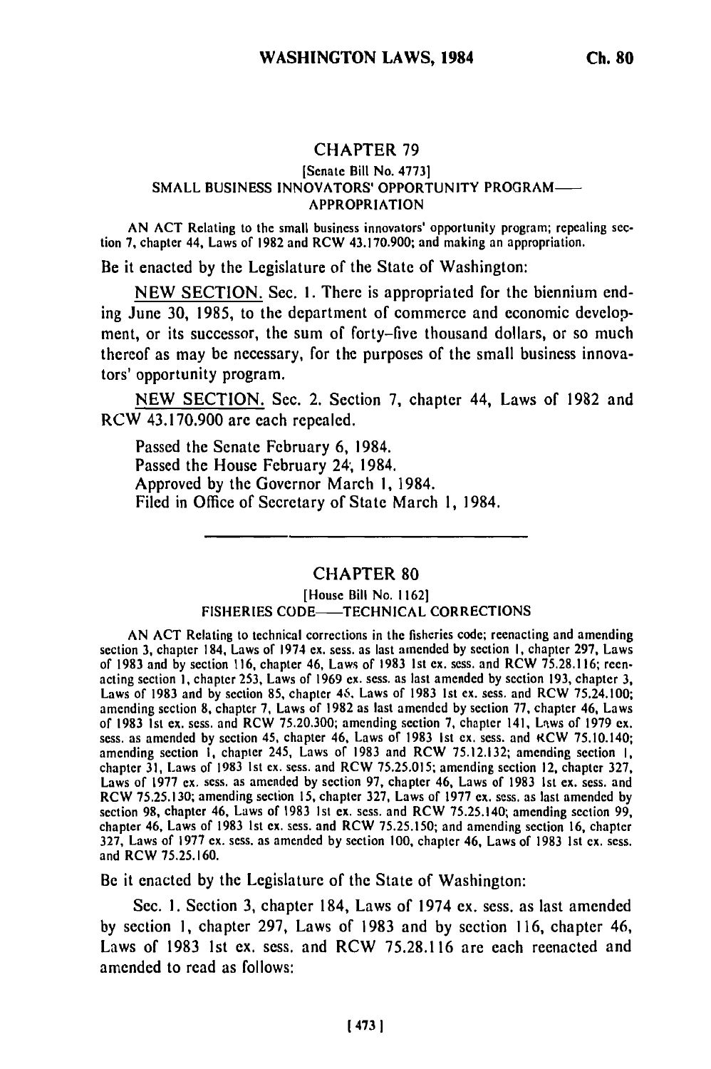## CHAPTER 79

[Senate Bill No. 4773]

SMALL BUSINESS INNOVATORS' OPPORTUNITY PROGRAM—— APPROPRIATION

AN ACT Relating to the small business innovators' opportunity program; repealing section 7, chapter 44, Laws of 1982 and RCW 43.170.900; and making an appropriation.

Be it enacted by the Legislature of the State of Washington:

NEW SECTION. Sec. 1. There is appropriated for the biennium ending June 30, 1985, to the department of commerce and economic development, or its successor, the sum of forty-five thousand dollars, or so much thereof as may be necessary, for the purposes of the small business innovators' opportunity program.

NEW SECTION. Sec. 2. Section 7, chapter 44, Laws of 1982 and RCW 43.170.900 are each repealed.

Passed the Senate February 6, 1984.
Passed the House February 24, 1984.
Approved by the Governor March 1, 1984.
Filed in Office of Secretary of State March 1, 1984.

---

## CHAPTER 80

[House Bill No. 1162]

FISHERIES CODE——TECHNICAL CORRECTIONS

AN ACT Relating to technical corrections in the fisheries code; reenacting and amending section 3, chapter 184, Laws of 1974 ex. sess. as last amended by section 1, chapter 297, Laws of 1983 and by section 116, chapter 46, Laws of 1983 1st ex. sess. and RCW 75.28.116; reenacting section 1, chapter 253, Laws of 1969 ex. sess. as last amended by section 193, chapter 3, Laws of 1983 and by section 85, chapter 46, Laws of 1983 1st ex. sess. and RCW 75.24.100; amending section 8, chapter 7, Laws of 1982 as last amended by section 77, chapter 46, Laws of 1983 1st ex. sess. and RCW 75.20.300; amending section 7, chapter 141, Laws of 1979 ex. sess. as amended by section 45, chapter 46, Laws of 1983 1st ex. sess. and RCW 75.10.140; amending section 1, chapter 245, Laws of 1983 and RCW 75.12.132; amending section 1, chapter 31, Laws of 1983 1st ex. sess. and RCW 75.25.015; amending section 12, chapter 327, Laws of 1977 ex. sess. as amended by section 97, chapter 46, Laws of 1983 1st ex. sess. and RCW 75.25.130; amending section 15, chapter 327, Laws of 1977 ex. sess. as last amended by section 98, chapter 46, Laws of 1983 1st ex. sess. and RCW 75.25.140; amending section 99, chapter 46, Laws of 1983 1st ex. sess. and RCW 75.25.150; and amending section 16, chapter 327, Laws of 1977 ex. sess. as amended by section 100, chapter 46, Laws of 1983 1st ex. sess. and RCW 75.25.160.

Be it enacted by the Legislature of the State of Washington:

Sec. 1. Section 3, chapter 184, Laws of 1974 ex. sess. as last amended by section 1, chapter 297, Laws of 1983 and by section 116, chapter 46, Laws of 1983 1st ex. sess. and RCW 75.28.116 are each reenacted and amended to read as follows: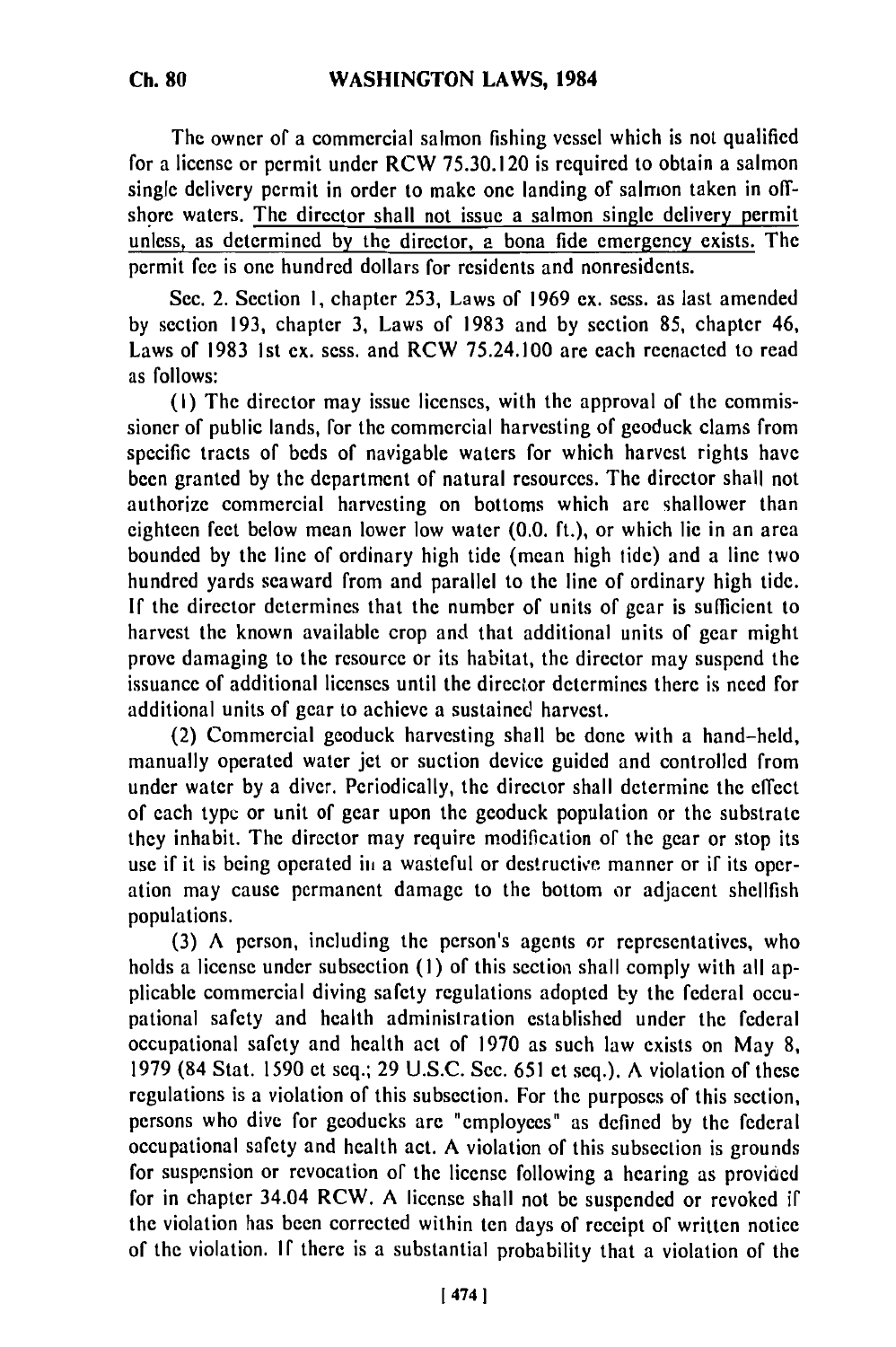The owner of a commercial salmon fishing vessel which is not qualified for a license or permit under RCW 75.30.120 is required to obtain a salmon single delivery permit in order to make one landing of salmon taken in offshore waters. <u>The director shall not issue a salmon single delivery permit unless, as determined by the director, a bona fide emergency exists.</u> The permit fee is one hundred dollars for residents and nonresidents.

Sec. 2. Section 1, chapter 253, Laws of 1969 ex. sess. as last amended by section 193, chapter 3, Laws of 1983 and by section 85, chapter 46, Laws of 1983 1st ex. sess. and RCW 75.24.100 are each reenacted to read as follows:

(1) The director may issue licenses, with the approval of the commissioner of public lands, for the commercial harvesting of geoduck clams from specific tracts of beds of navigable waters for which harvest rights have been granted by the department of natural resources. The director shall not authorize commercial harvesting on bottoms which are shallower than eighteen feet below mean lower low water (0.0. ft.), or which lie in an area bounded by the line of ordinary high tide (mean high tide) and a line two hundred yards seaward from and parallel to the line of ordinary high tide. If the director determines that the number of units of gear is sufficient to harvest the known available crop and that additional units of gear might prove damaging to the resource or its habitat, the director may suspend the issuance of additional licenses until the director determines there is need for additional units of gear to achieve a sustained harvest.

(2) Commercial geoduck harvesting shall be done with a hand-held, manually operated water jet or suction device guided and controlled from under water by a diver. Periodically, the director shall determine the effect of each type or unit of gear upon the geoduck population or the substrate they inhabit. The director may require modification of the gear or stop its use if it is being operated in a wasteful or destructive manner or if its operation may cause permanent damage to the bottom or adjacent shellfish populations.

(3) A person, including the person's agents or representatives, who holds a license under subsection (1) of this section shall comply with all applicable commercial diving safety regulations adopted by the federal occupational safety and health administration established under the federal occupational safety and health act of 1970 as such law exists on May 8, 1979 (84 Stat. 1590 et seq.; 29 U.S.C. Sec. 651 et seq.). A violation of these regulations is a violation of this subsection. For the purposes of this section, persons who dive for geoducks are "employees" as defined by the federal occupational safety and health act. A violation of this subsection is grounds for suspension or revocation of the license following a hearing as provided for in chapter 34.04 RCW. A license shall not be suspended or revoked if the violation has been corrected within ten days of receipt of written notice of the violation. If there is a substantial probability that a violation of the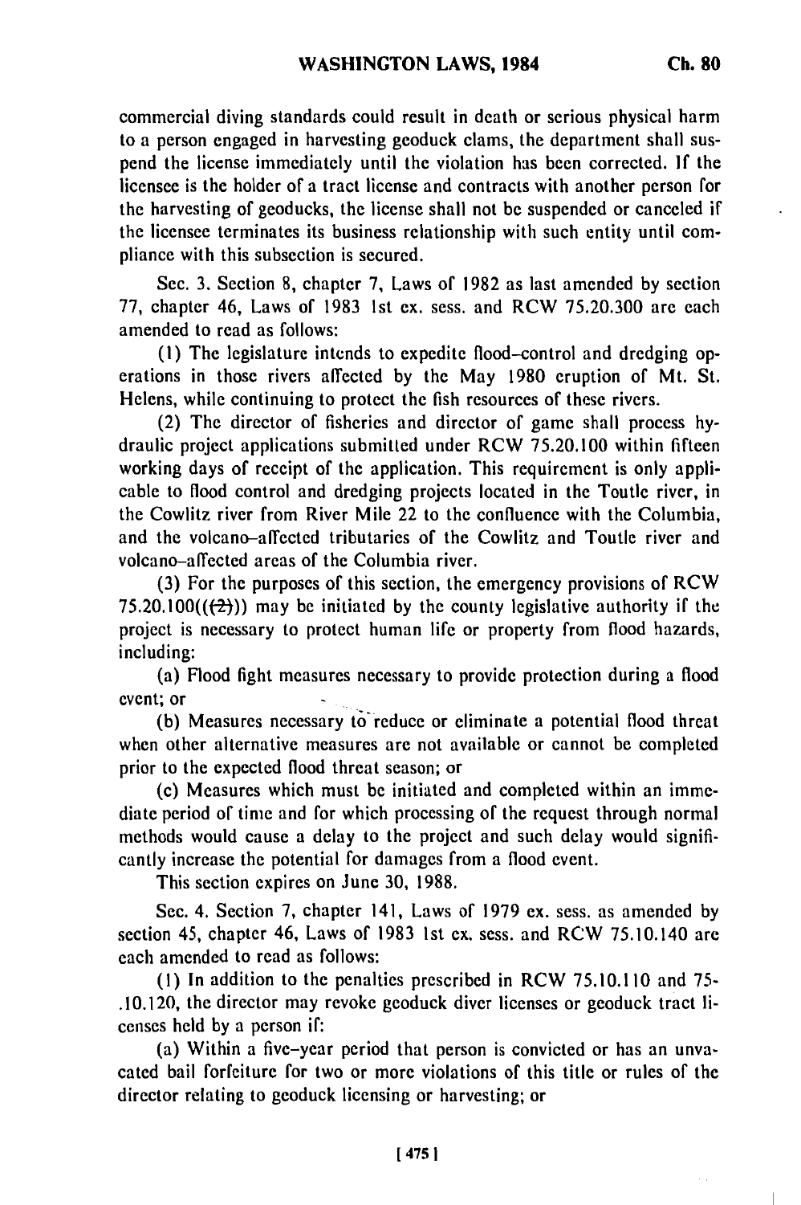commercial diving standards could result in death or serious physical harm to a person engaged in harvesting geoduck clams, the department shall suspend the license immediately until the violation has been corrected. If the licensee is the holder of a tract license and contracts with another person for the harvesting of geoducks, the license shall not be suspended or canceled if the licensee terminates its business relationship with such entity until compliance with this subsection is secured.

Sec. 3. Section 8, chapter 7, Laws of 1982 as last amended by section 77, chapter 46, Laws of 1983 1st ex. sess. and RCW 75.20.300 are each amended to read as follows:

(1) The legislature intends to expedite flood-control and dredging operations in those rivers affected by the May 1980 eruption of Mt. St. Helens, while continuing to protect the fish resources of these rivers.

(2) The director of fisheries and director of game shall process hydraulic project applications submitted under RCW 75.20.100 within fifteen working days of receipt of the application. This requirement is only applicable to flood control and dredging projects located in the Toutle river, in the Cowlitz river from River Mile 22 to the confluence with the Columbia, and the volcano-affected tributaries of the Cowlitz and Toutle river and volcano-affected areas of the Columbia river.

(3) For the purposes of this section, the emergency provisions of RCW 75.20.100(((2))) may be initiated by the county legislative authority if the project is necessary to protect human life or property from flood hazards, including:

(a) Flood fight measures necessary to provide protection during a flood event; or

(b) Measures necessary to reduce or eliminate a potential flood threat when other alternative measures are not available or cannot be completed prior to the expected flood threat season; or

(c) Measures which must be initiated and completed within an immediate period of time and for which processing of the request through normal methods would cause a delay to the project and such delay would significantly increase the potential for damages from a flood event.

This section expires on June 30, 1988.

Sec. 4. Section 7, chapter 141, Laws of 1979 ex. sess. as amended by section 45, chapter 46, Laws of 1983 1st ex. sess. and RCW 75.10.140 are each amended to read as follows:

(1) In addition to the penalties prescribed in RCW 75.10.110 and 75-.10.120, the director may revoke geoduck diver licenses or geoduck tract licenses held by a person if:

(a) Within a five-year period that person is convicted or has an unvacated bail forfeiture for two or more violations of this title or rules of the director relating to geoduck licensing or harvesting; or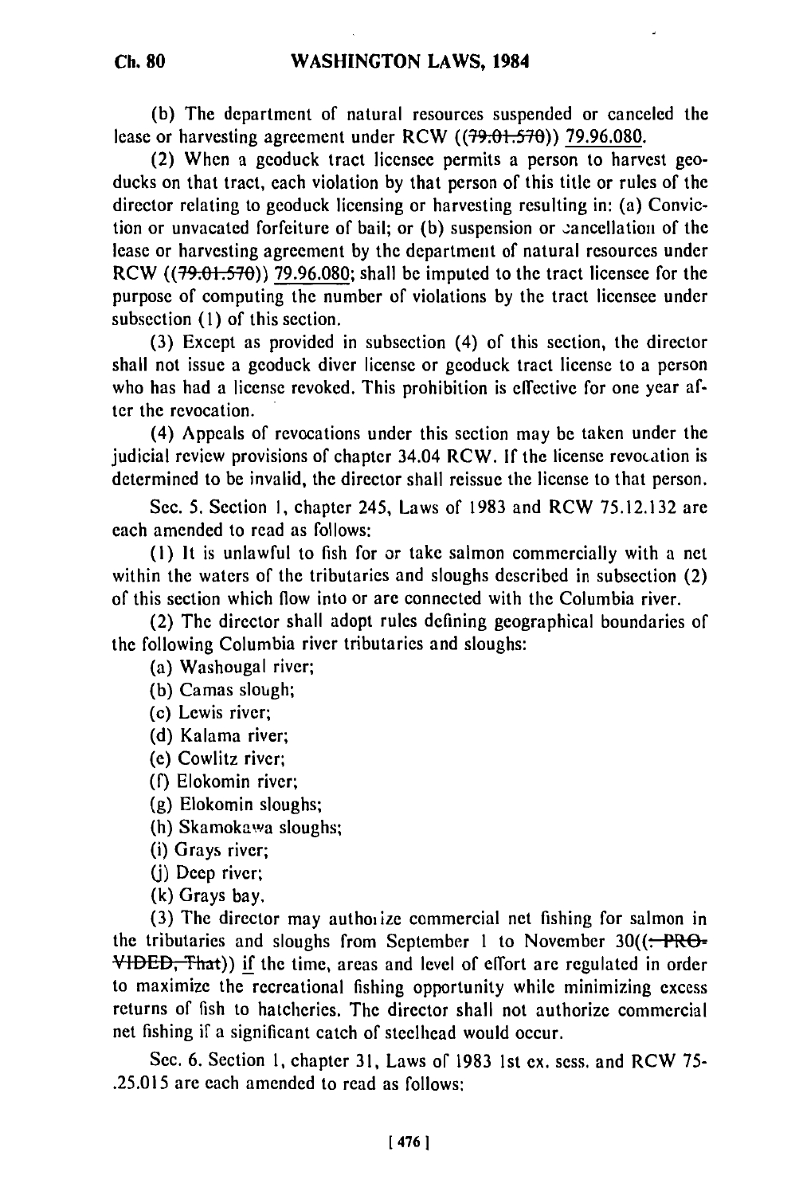(b) The department of natural resources suspended or canceled the lease or harvesting agreement under RCW ((79.01.570)) 79.96.080.

(2) When a geoduck tract licensee permits a person to harvest geoducks on that tract, each violation by that person of this title or rules of the director relating to geoduck licensing or harvesting resulting in: (a) Conviction or unvacated forfeiture of bail; or (b) suspension or cancellation of the lease or harvesting agreement by the department of natural resources under RCW ((79.01.570)) 79.96.080; shall be imputed to the tract licensee for the purpose of computing the number of violations by the tract licensee under subsection (1) of this section.

(3) Except as provided in subsection (4) of this section, the director shall not issue a geoduck diver license or geoduck tract license to a person who has had a license revoked. This prohibition is effective for one year after the revocation.

(4) Appeals of revocations under this section may be taken under the judicial review provisions of chapter 34.04 RCW. If the license revocation is determined to be invalid, the director shall reissue the license to that person.

Sec. 5. Section 1, chapter 245, Laws of 1983 and RCW 75.12.132 are each amended to read as follows:

(1) It is unlawful to fish for or take salmon commercially with a net within the waters of the tributaries and sloughs described in subsection (2) of this section which flow into or are connected with the Columbia river.

(2) The director shall adopt rules defining geographical boundaries of the following Columbia river tributaries and sloughs:

(a) Washougal river;

(b) Camas slough;

(c) Lewis river;

(d) Kalama river;

(e) Cowlitz river;

(f) Elokomin river;

(g) Elokomin sloughs;

(h) Skamokawa sloughs;

(i) Grays river;

(j) Deep river;

(k) Grays bay.

(3) The director may authorize commercial net fishing for salmon in the tributaries and sloughs from September 1 to November 30((: PROVIDED, That)) if the time, areas and level of effort are regulated in order to maximize the recreational fishing opportunity while minimizing excess returns of fish to hatcheries. The director shall not authorize commercial net fishing if a significant catch of steelhead would occur.

Sec. 6. Section 1, chapter 31, Laws of 1983 1st ex. sess. and RCW 75.25.015 are each amended to read as follows: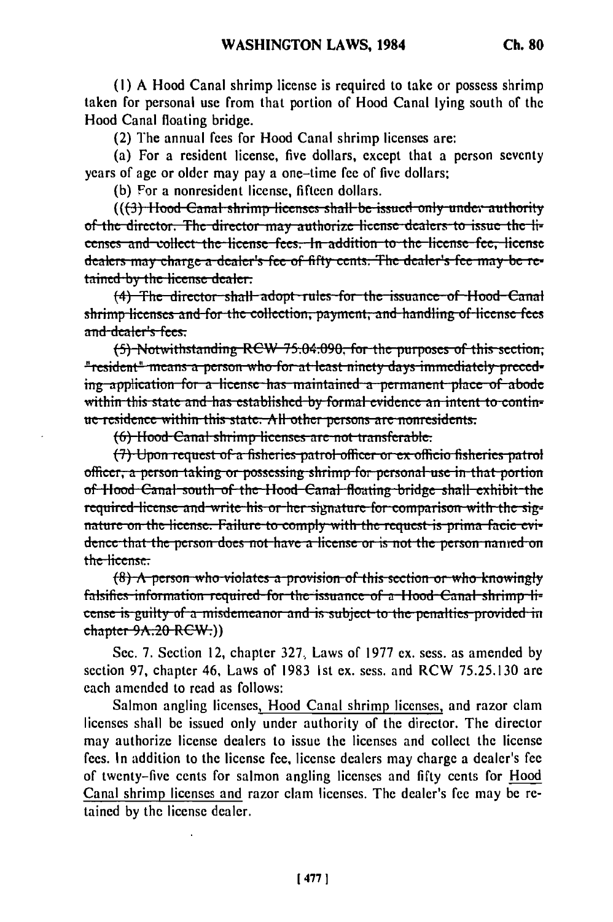(1) A Hood Canal shrimp license is required to take or possess shrimp taken for personal use from that portion of Hood Canal lying south of the Hood Canal floating bridge.

(2) The annual fees for Hood Canal shrimp licenses are:

(a) For a resident license, five dollars, except that a person seventy years of age or older may pay a one-time fee of five dollars;

(b) For a nonresident license, fifteen dollars.

~~(((3) Hood Canal shrimp licenses shall be issued only under authority of the director. The director may authorize license dealers to issue the licenses and collect the license fees. In addition to the license fee, license dealers may charge a dealer's fee of fifty cents. The dealer's fee may be retained by the license dealer.~~

~~(4) The director shall adopt rules for the issuance of Hood Canal shrimp licenses and for the collection, payment, and handling of license fees and dealer's fees.~~

~~(5) Notwithstanding RCW 75.04.090, for the purposes of this section, "resident" means a person who for at least ninety days immediately preceding application for a license has maintained a permanent place of abode within this state and has established by formal evidence an intent to continue residence within this state. All other persons are nonresidents.~~

~~(6) Hood Canal shrimp licenses are not transferable.~~

~~(7) Upon request of a fisheries patrol officer or ex officio fisheries patrol officer, a person taking or possessing shrimp for personal use in that portion of Hood Canal south of the Hood Canal floating bridge shall exhibit the required license and write his or her signature for comparison with the signature on the license. Failure to comply with the request is prima facie evidence that the person does not have a license or is not the person named on the license.~~

~~(8) A person who violates a provision of this section or who knowingly falsifies information required for the issuance of a Hood Canal shrimp license is guilty of a misdemeanor and is subject to the penalties provided in chapter 9A.20 RCW.))~~

Sec. 7. Section 12, chapter 327, Laws of 1977 ex. sess. as amended by section 97, chapter 46, Laws of 1983 1st ex. sess. and RCW 75.25.130 are each amended to read as follows:

Salmon angling licenses, <u>Hood Canal shrimp licenses,</u> and razor clam licenses shall be issued only under authority of the director. The director may authorize license dealers to issue the licenses and collect the license fees. In addition to the license fee, license dealers may charge a dealer's fee of twenty-five cents for salmon angling licenses and fifty cents for <u>Hood Canal shrimp licenses and</u> razor clam licenses. The dealer's fee may be retained by the license dealer.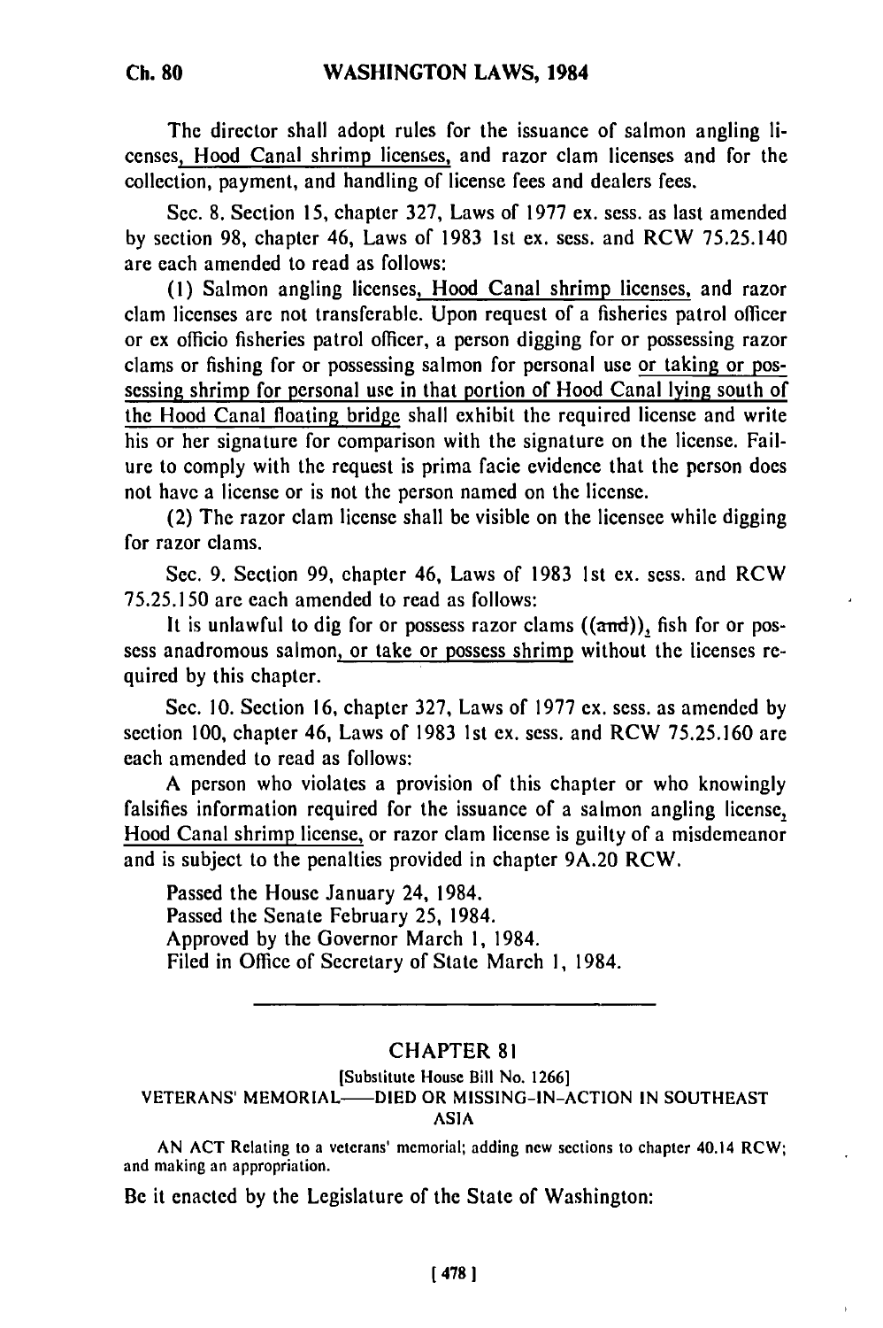The director shall adopt rules for the issuance of salmon angling licenses, Hood Canal shrimp licenses, and razor clam licenses and for the collection, payment, and handling of license fees and dealers fees.

Sec. 8. Section 15, chapter 327, Laws of 1977 ex. sess. as last amended by section 98, chapter 46, Laws of 1983 1st ex. sess. and RCW 75.25.140 are each amended to read as follows:

(1) Salmon angling licenses, Hood Canal shrimp licenses, and razor clam licenses are not transferable. Upon request of a fisheries patrol officer or ex officio fisheries patrol officer, a person digging for or possessing razor clams or fishing for or possessing salmon for personal use or taking or possessing shrimp for personal use in that portion of Hood Canal lying south of the Hood Canal floating bridge shall exhibit the required license and write his or her signature for comparison with the signature on the license. Failure to comply with the request is prima facie evidence that the person does not have a license or is not the person named on the license.

(2) The razor clam license shall be visible on the licensee while digging for razor clams.

Sec. 9. Section 99, chapter 46, Laws of 1983 1st ex. sess. and RCW 75.25.150 are each amended to read as follows:

It is unlawful to dig for or possess razor clams ((and)), fish for or possess anadromous salmon, or take or possess shrimp without the licenses required by this chapter.

Sec. 10. Section 16, chapter 327, Laws of 1977 ex. sess. as amended by section 100, chapter 46, Laws of 1983 1st ex. sess. and RCW 75.25.160 are each amended to read as follows:

A person who violates a provision of this chapter or who knowingly falsifies information required for the issuance of a salmon angling license, Hood Canal shrimp license, or razor clam license is guilty of a misdemeanor and is subject to the penalties provided in chapter 9A.20 RCW.

Passed the House January 24, 1984.
Passed the Senate February 25, 1984.
Approved by the Governor March 1, 1984.
Filed in Office of Secretary of State March 1, 1984.

---

## CHAPTER 81

[Substitute House Bill No. 1266]

VETERANS' MEMORIAL—DIED OR MISSING-IN-ACTION IN SOUTHEAST ASIA

AN ACT Relating to a veterans' memorial; adding new sections to chapter 40.14 RCW; and making an appropriation.

Be it enacted by the Legislature of the State of Washington: